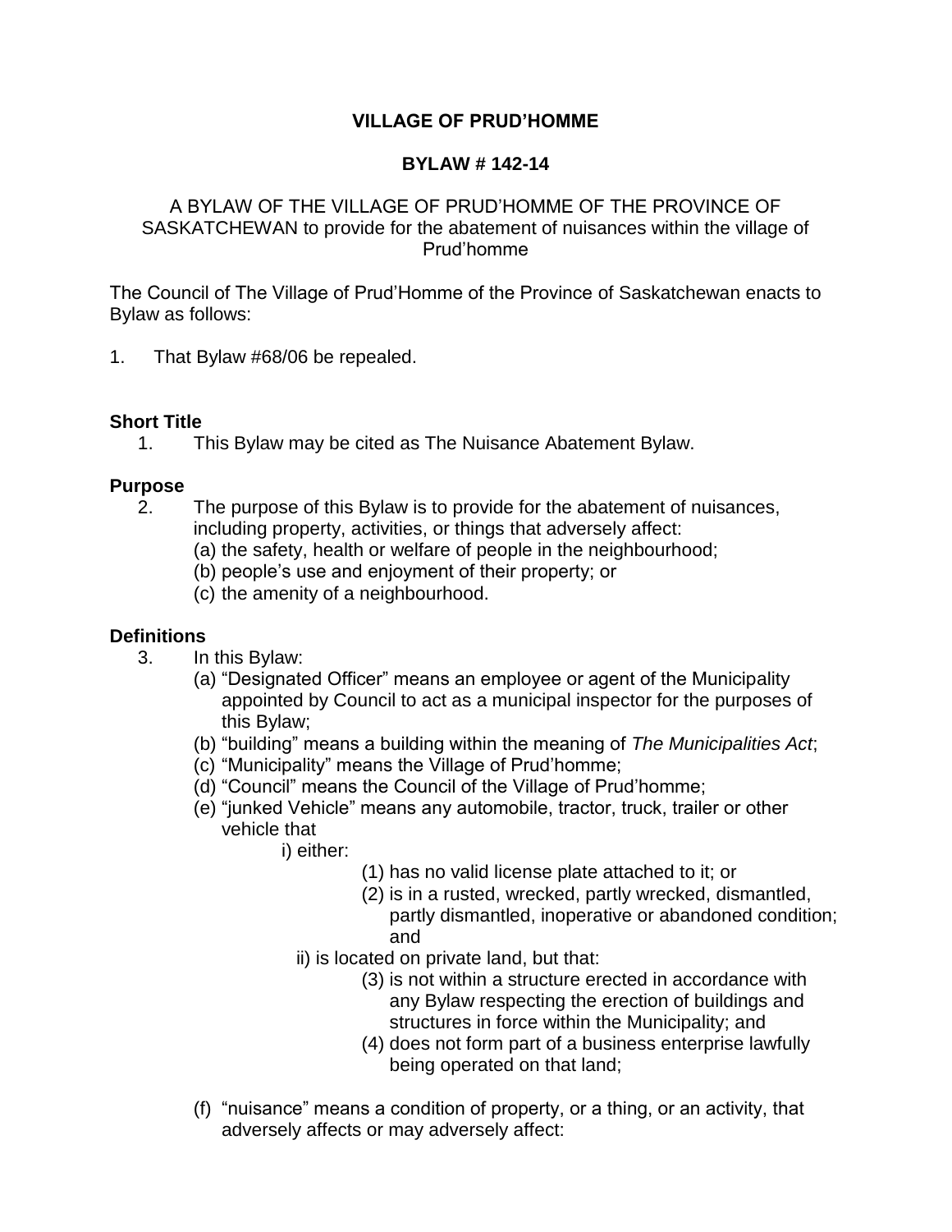**VILLAGE OF PRUD'HOMME**

**BYLAW # 142-14**

A BYLAW OF THE VILLAGE OF PRUD'HOMME OF THE PROVINCE OF SASKATCHEWAN to provide for the abatement of nuisances within the village of Prud'homme

The Council of The Village of Prud'Homme of the Province of Saskatchewan enacts to Bylaw as follows:

1. That Bylaw #68/06 be repealed.

**Short Title**

1. This Bylaw may be cited as The Nuisance Abatement Bylaw.

**Purpose**

2. The purpose of this Bylaw is to provide for the abatement of nuisances, including property, activities, or things that adversely affect:
   (a) the safety, health or welfare of people in the neighbourhood;
   (b) people's use and enjoyment of their property; or
   (c) the amenity of a neighbourhood.

**Definitions**

3. In this Bylaw:
   (a) "Designated Officer" means an employee or agent of the Municipality appointed by Council to act as a municipal inspector for the purposes of this Bylaw;
   (b) "building" means a building within the meaning of *The Municipalities Act*;
   (c) "Municipality" means the Village of Prud'homme;
   (d) "Council" means the Council of the Village of Prud'homme;
   (e) "junked Vehicle" means any automobile, tractor, truck, trailer or other vehicle that
      i) either:
         (1) has no valid license plate attached to it; or
         (2) is in a rusted, wrecked, partly wrecked, dismantled, partly dismantled, inoperative or abandoned condition; and
      ii) is located on private land, but that:
         (3) is not within a structure erected in accordance with any Bylaw respecting the erection of buildings and structures in force within the Municipality; and
         (4) does not form part of a business enterprise lawfully being operated on that land;

   (f) "nuisance" means a condition of property, or a thing, or an activity, that adversely affects or may adversely affect: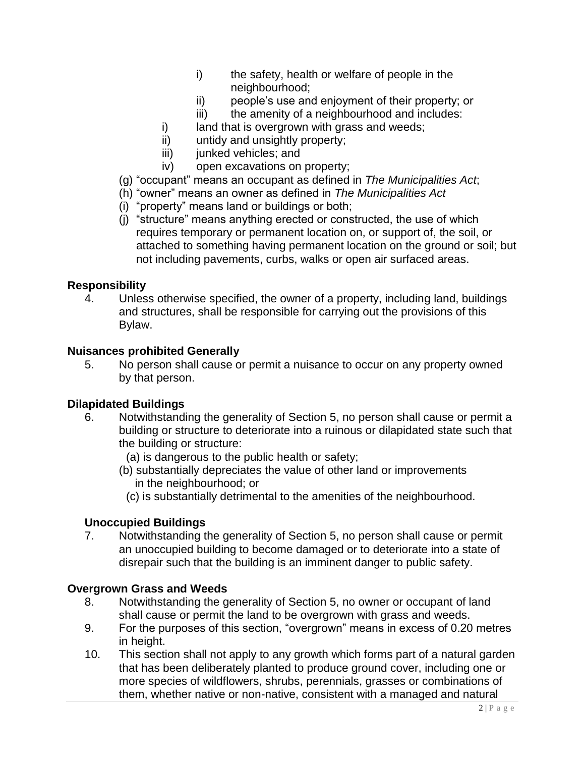- i) the safety, health or welfare of people in the neighbourhood;
   - ii) people's use and enjoyment of their property; or
   - iii) the amenity of a neighbourhood and includes:

   i) land that is overgrown with grass and weeds;
   ii) untidy and unsightly property;
   iii) junked vehicles; and
   iv) open excavations on property;

(g) "occupant" means an occupant as defined in *The Municipalities Act*;
(h) "owner" means an owner as defined in *The Municipalities Act*
(i) "property" means land or buildings or both;
(j) "structure" means anything erected or constructed, the use of which requires temporary or permanent location on, or support of, the soil, or attached to something having permanent location on the ground or soil; but not including pavements, curbs, walks or open air surfaced areas.

**Responsibility**

4. Unless otherwise specified, the owner of a property, including land, buildings and structures, shall be responsible for carrying out the provisions of this Bylaw.

**Nuisances prohibited Generally**

5. No person shall cause or permit a nuisance to occur on any property owned by that person.

**Dilapidated Buildings**

6. Notwithstanding the generality of Section 5, no person shall cause or permit a building or structure to deteriorate into a ruinous or dilapidated state such that the building or structure:
   (a) is dangerous to the public health or safety;
   (b) substantially depreciates the value of other land or improvements in the neighbourhood; or
   (c) is substantially detrimental to the amenities of the neighbourhood.

**Unoccupied Buildings**

7. Notwithstanding the generality of Section 5, no person shall cause or permit an unoccupied building to become damaged or to deteriorate into a state of disrepair such that the building is an imminent danger to public safety.

**Overgrown Grass and Weeds**

8. Notwithstanding the generality of Section 5, no owner or occupant of land shall cause or permit the land to be overgrown with grass and weeds.
9. For the purposes of this section, "overgrown" means in excess of 0.20 metres in height.
10. This section shall not apply to any growth which forms part of a natural garden that has been deliberately planted to produce ground cover, including one or more species of wildflowers, shrubs, perennials, grasses or combinations of them, whether native or non-native, consistent with a managed and natural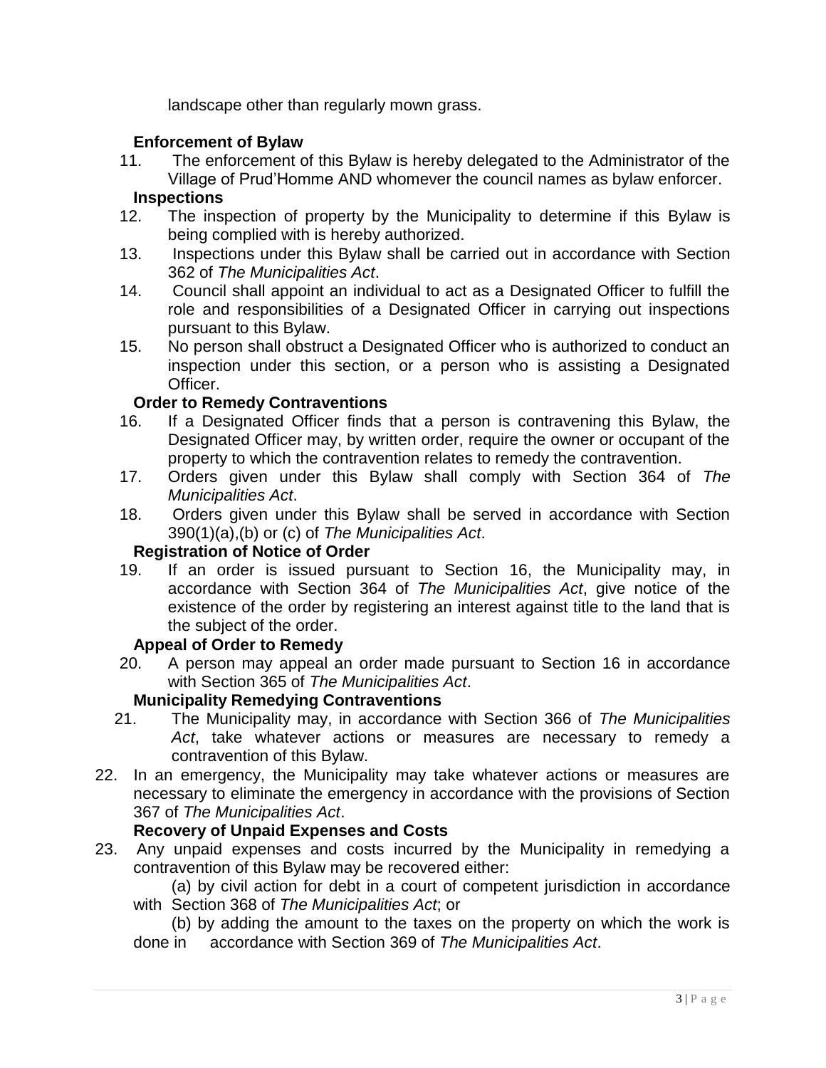landscape other than regularly mown grass.

**Enforcement of Bylaw**

11. The enforcement of this Bylaw is hereby delegated to the Administrator of the Village of Prud'Homme AND whomever the council names as bylaw enforcer.

**Inspections**

12. The inspection of property by the Municipality to determine if this Bylaw is being complied with is hereby authorized.
13. Inspections under this Bylaw shall be carried out in accordance with Section 362 of *The Municipalities Act*.
14. Council shall appoint an individual to act as a Designated Officer to fulfill the role and responsibilities of a Designated Officer in carrying out inspections pursuant to this Bylaw.
15. No person shall obstruct a Designated Officer who is authorized to conduct an inspection under this section, or a person who is assisting a Designated Officer.

**Order to Remedy Contraventions**

16. If a Designated Officer finds that a person is contravening this Bylaw, the Designated Officer may, by written order, require the owner or occupant of the property to which the contravention relates to remedy the contravention.
17. Orders given under this Bylaw shall comply with Section 364 of *The Municipalities Act*.
18. Orders given under this Bylaw shall be served in accordance with Section 390(1)(a),(b) or (c) of *The Municipalities Act*.

**Registration of Notice of Order**

19. If an order is issued pursuant to Section 16, the Municipality may, in accordance with Section 364 of *The Municipalities Act*, give notice of the existence of the order by registering an interest against title to the land that is the subject of the order.

**Appeal of Order to Remedy**

20. A person may appeal an order made pursuant to Section 16 in accordance with Section 365 of *The Municipalities Act*.

**Municipality Remedying Contraventions**

21. The Municipality may, in accordance with Section 366 of *The Municipalities Act*, take whatever actions or measures are necessary to remedy a contravention of this Bylaw.
22. In an emergency, the Municipality may take whatever actions or measures are necessary to eliminate the emergency in accordance with the provisions of Section 367 of *The Municipalities Act*.

**Recovery of Unpaid Expenses and Costs**

23. Any unpaid expenses and costs incurred by the Municipality in remedying a contravention of this Bylaw may be recovered either:

    (a) by civil action for debt in a court of competent jurisdiction in accordance with Section 368 of *The Municipalities Act*; or

    (b) by adding the amount to the taxes on the property on which the work is done in accordance with Section 369 of *The Municipalities Act*.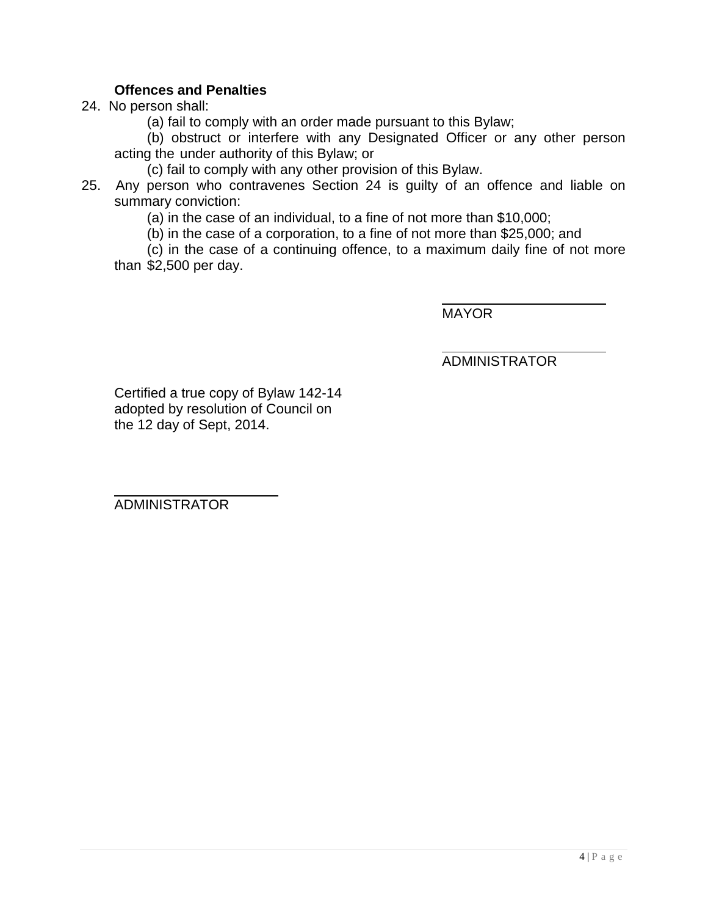**Offences and Penalties**

24. No person shall:

    (a) fail to comply with an order made pursuant to this Bylaw;

    (b) obstruct or interfere with any Designated Officer or any other person acting the under authority of this Bylaw; or

    (c) fail to comply with any other provision of this Bylaw.

25. Any person who contravenes Section 24 is guilty of an offence and liable on summary conviction:

    (a) in the case of an individual, to a fine of not more than $10,000;

    (b) in the case of a corporation, to a fine of not more than $25,000; and

    (c) in the case of a continuing offence, to a maximum daily fine of not more than $2,500 per day.

\_\_\_\_\_\_\_\_\_\_\_\_\_\_\_\_\_\_\_\_
MAYOR

\_\_\_\_\_\_\_\_\_\_\_\_\_\_\_\_\_\_\_\_
ADMINISTRATOR

Certified a true copy of Bylaw 142-14
adopted by resolution of Council on
the 12 day of Sept, 2014.

\_\_\_\_\_\_\_\_\_\_\_\_\_\_\_\_\_\_\_\_
ADMINISTRATOR